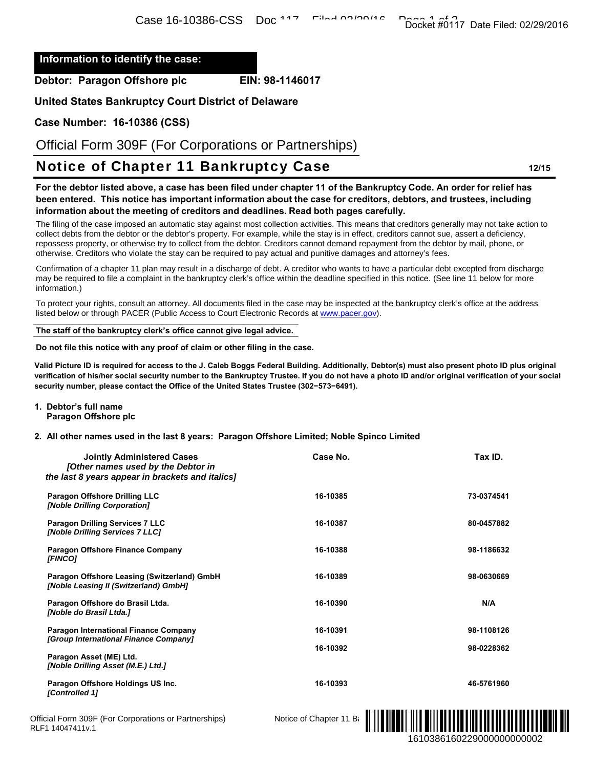**Information to identify the case:**

**Debtor: Paragon Offshore plc** **EIN: 98-1146017**

**United States Bankruptcy Court District of Delaware**

**Case Number: 16-10386 (CSS)**

Official Form 309F (For Corporations or Partnerships)

# Notice of Chapter 11 Bankruptcy Case

**12/15**

**For the debtor listed above, a case has been filed under chapter 11 of the Bankruptcy Code. An order for relief has been entered. This notice has important information about the case for creditors, debtors, and trustees, including information about the meeting of creditors and deadlines. Read both pages carefully.**

The filing of the case imposed an automatic stay against most collection activities. This means that creditors generally may not take action to collect debts from the debtor or the debtor's property. For example, while the stay is in effect, creditors cannot sue, assert a deficiency, repossess property, or otherwise try to collect from the debtor. Creditors cannot demand repayment from the debtor by mail, phone, or otherwise. Creditors who violate the stay can be required to pay actual and punitive damages and attorney's fees.

Confirmation of a chapter 11 plan may result in a discharge of debt. A creditor who wants to have a particular debt excepted from discharge may be required to file a complaint in the bankruptcy clerk's office within the deadline specified in this notice. (See line 11 below for more information.)

To protect your rights, consult an attorney. All documents filed in the case may be inspected at the bankruptcy clerk's office at the address listed below or through PACER (Public Access to Court Electronic Records at www.pacer.gov).

**The staff of the bankruptcy clerk's office cannot give legal advice.**

**Do not file this notice with any proof of claim or other filing in the case.**

**Valid Picture ID is required for access to the J. Caleb Boggs Federal Building. Additionally, Debtor(s) must also present photo ID plus original verification of his/her social security number to the Bankruptcy Trustee. If you do not have a photo ID and/or original verification of your social security number, please contact the Office of the United States Trustee (302−573−6491).**

1. **Debtor's full name**
   **Paragon Offshore plc**

2. **All other names used in the last 8 years: Paragon Offshore Limited; Noble Spinco Limited**

| **Jointly Administered Cases** *[Other names used by the Debtor in the last 8 years appear in brackets and italics]* | **Case No.** | **Tax ID.** |
|---|---|---|
| **Paragon Offshore Drilling LLC** ***[Noble Drilling Corporation]*** | **16-10385** | **73-0374541** |
| **Paragon Drilling Services 7 LLC** ***[Noble Drilling Services 7 LLC]*** | **16-10387** | **80-0457882** |
| **Paragon Offshore Finance Company** ***[FINCO]*** | **16-10388** | **98-1186632** |
| **Paragon Offshore Leasing (Switzerland) GmbH** ***[Noble Leasing II (Switzerland) GmbH]*** | **16-10389** | **98-0630669** |
| **Paragon Offshore do Brasil Ltda.** ***[Noble do Brasil Ltda.]*** | **16-10390** | **N/A** |
| **Paragon International Finance Company** ***[Group International Finance Company]*** | **16-10391** | **98-1108126** |
| **Paragon Asset (ME) Ltd.** ***[Noble Drilling Asset (M.E.) Ltd.]*** | **16-10392** | **98-0228362** |
| **Paragon Offshore Holdings US Inc.** ***[Controlled 1]*** | **16-10393** | **46-5761960** |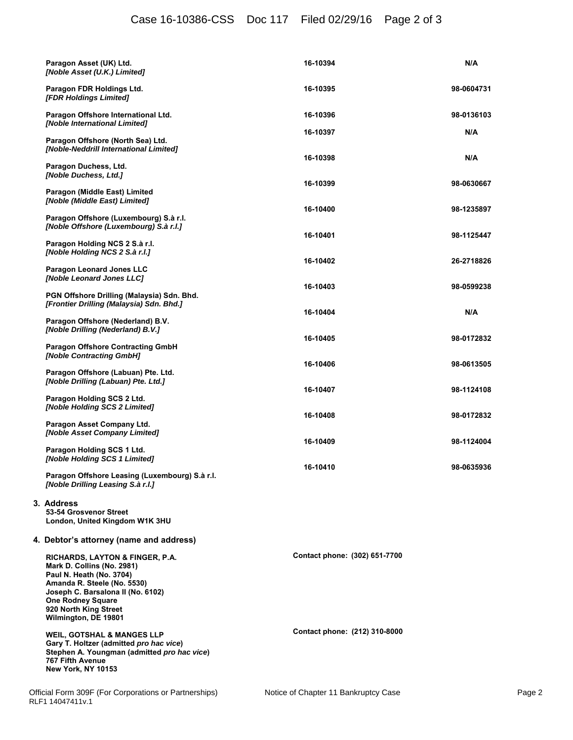| | | |
|---|---|---|
| **Paragon Asset (UK) Ltd.** *[Noble Asset (U.K.) Limited]* | **16-10394** | **N/A** |
| **Paragon FDR Holdings Ltd.** *[FDR Holdings Limited]* | **16-10395** | **98-0604731** |
| **Paragon Offshore International Ltd.** *[Noble International Limited]* | **16-10396** | **98-0136103** |
| **Paragon Offshore (North Sea) Ltd.** *[Noble-Neddrill International Limited]* | **16-10397** | **N/A** |
| **Paragon Duchess, Ltd.** *[Noble Duchess, Ltd.]* | **16-10398** | **N/A** |
| **Paragon (Middle East) Limited** *[Noble (Middle East) Limited]* | **16-10399** | **98-0630667** |
| **Paragon Offshore (Luxembourg) S.à r.l.** *[Noble Offshore (Luxembourg) S.à r.l.]* | **16-10400** | **98-1235897** |
| **Paragon Holding NCS 2 S.à r.l.** *[Noble Holding NCS 2 S.à r.l.]* | **16-10401** | **98-1125447** |
| **Paragon Leonard Jones LLC** *[Noble Leonard Jones LLC]* | **16-10402** | **26-2718826** |
| **PGN Offshore Drilling (Malaysia) Sdn. Bhd.** *[Frontier Drilling (Malaysia) Sdn. Bhd.]* | **16-10403** | **98-0599238** |
| **Paragon Offshore (Nederland) B.V.** *[Noble Drilling (Nederland) B.V.]* | **16-10404** | **N/A** |
| **Paragon Offshore Contracting GmbH** *[Noble Contracting GmbH]* | **16-10405** | **98-0172832** |
| **Paragon Offshore (Labuan) Pte. Ltd.** *[Noble Drilling (Labuan) Pte. Ltd.]* | **16-10406** | **98-0613505** |
| **Paragon Holding SCS 2 Ltd.** *[Noble Holding SCS 2 Limited]* | **16-10407** | **98-1124108** |
| **Paragon Asset Company Ltd.** *[Noble Asset Company Limited]* | **16-10408** | **98-0172832** |
| **Paragon Holding SCS 1 Ltd.** *[Noble Holding SCS 1 Limited]* | **16-10409** | **98-1124004** |
| **Paragon Offshore Leasing (Luxembourg) S.à r.l.** *[Noble Drilling Leasing S.à r.l.]* | **16-10410** | **98-0635936** |

**3. Address**

**53-54 Grosvenor Street**
**London, United Kingdom W1K 3HU**

**4. Debtor's attorney (name and address)**

**RICHARDS, LAYTON & FINGER, P.A.**
**Mark D. Collins (No. 2981)**
**Paul N. Heath (No. 3704)**
**Amanda R. Steele (No. 5530)**
**Joseph C. Barsalona II (No. 6102)**
**One Rodney Square**
**920 North King Street**
**Wilmington, DE 19801**

**Contact phone: (302) 651-7700**

**WEIL, GOTSHAL & MANGES LLP**
**Gary T. Holtzer (admitted *pro hac vice*)**
**Stephen A. Youngman (admitted *pro hac vice*)**
**767 Fifth Avenue**
**New York, NY 10153**

**Contact phone: (212) 310-8000**

Official Form 309F (For Corporations or Partnerships) Notice of Chapter 11 Bankruptcy Case
RLF1 14047411v.1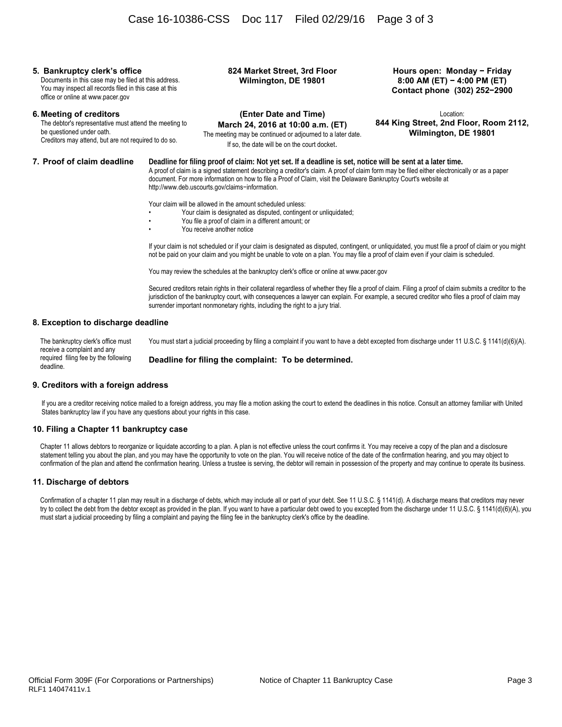**5. Bankruptcy clerk's office**

Documents in this case may be filed at this address. You may inspect all records filed in this case at this office or online at www.pacer.gov

**824 Market Street, 3rd Floor**
**Wilmington, DE 19801**

**Hours open: Monday − Friday**
**8:00 AM (ET) − 4:00 PM (ET)**
**Contact phone (302) 252−2900**

**6. Meeting of creditors**

The debtor's representative must attend the meeting to be questioned under oath.
Creditors may attend, but are not required to do so.

**(Enter Date and Time)**
**March 24, 2016 at 10:00 a.m. (ET)**
The meeting may be continued or adjourned to a later date. If so, the date will be on the court docket.

Location:
**844 King Street, 2nd Floor, Room 2112, Wilmington, DE 19801**

**7. Proof of claim deadline**

**Deadline for filing proof of claim: Not yet set. If a deadline is set, notice will be sent at a later time.**

A proof of claim is a signed statement describing a creditor's claim. A proof of claim form may be filed either electronically or as a paper document. For more information on how to file a Proof of Claim, visit the Delaware Bankruptcy Court's website at http://www.deb.uscourts.gov/claims−information.

Your claim will be allowed in the amount scheduled unless:

- Your claim is designated as disputed, contingent or unliquidated;
- You file a proof of claim in a different amount; or
- You receive another notice

If your claim is not scheduled or if your claim is designated as disputed, contingent, or unliquidated, you must file a proof of claim or you might not be paid on your claim and you might be unable to vote on a plan. You may file a proof of claim even if your claim is scheduled.

You may review the schedules at the bankruptcy clerk's office or online at www.pacer.gov

Secured creditors retain rights in their collateral regardless of whether they file a proof of claim. Filing a proof of claim submits a creditor to the jurisdiction of the bankruptcy court, with consequences a lawyer can explain. For example, a secured creditor who files a proof of claim may surrender important nonmonetary rights, including the right to a jury trial.

**8. Exception to discharge deadline**

The bankruptcy clerk's office must receive a complaint and any required filing fee by the following deadline.

You must start a judicial proceeding by filing a complaint if you want to have a debt excepted from discharge under 11 U.S.C. § 1141(d)(6)(A).

**Deadline for filing the complaint: To be determined.**

**9. Creditors with a foreign address**

If you are a creditor receiving notice mailed to a foreign address, you may file a motion asking the court to extend the deadlines in this notice. Consult an attorney familiar with United States bankruptcy law if you have any questions about your rights in this case.

**10. Filing a Chapter 11 bankruptcy case**

Chapter 11 allows debtors to reorganize or liquidate according to a plan. A plan is not effective unless the court confirms it. You may receive a copy of the plan and a disclosure statement telling you about the plan, and you may have the opportunity to vote on the plan. You will receive notice of the date of the confirmation hearing, and you may object to confirmation of the plan and attend the confirmation hearing. Unless a trustee is serving, the debtor will remain in possession of the property and may continue to operate its business.

**11. Discharge of debtors**

Confirmation of a chapter 11 plan may result in a discharge of debts, which may include all or part of your debt. See 11 U.S.C. § 1141(d). A discharge means that creditors may never try to collect the debt from the debtor except as provided in the plan. If you want to have a particular debt owed to you excepted from the discharge under 11 U.S.C. § 1141(d)(6)(A), you must start a judicial proceeding by filing a complaint and paying the filing fee in the bankruptcy clerk's office by the deadline.